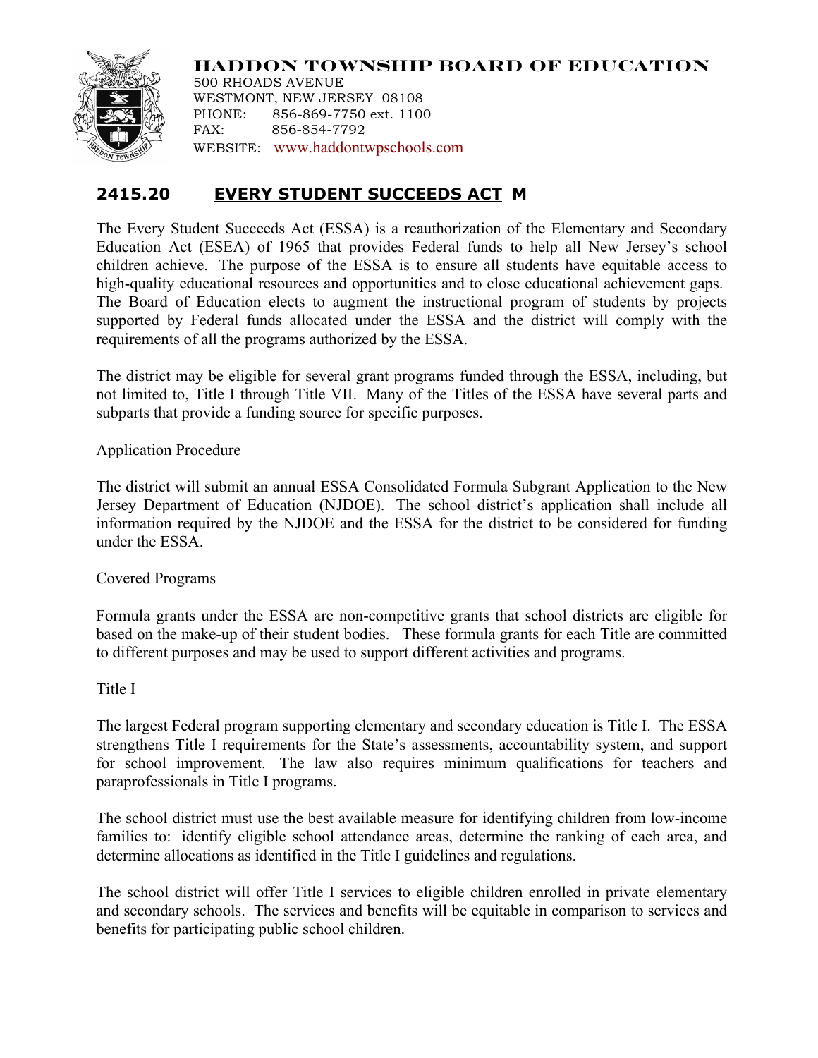# HADDON TOWNSHIP BOARD OF EDUCATION

500 RHOADS AVENUE
WESTMONT, NEW JERSEY 08108
PHONE: 856-869-7750 ext. 1100
FAX: 856-854-7792
WEBSITE: www.haddontwpschools.com

## 2415.20 EVERY STUDENT SUCCEEDS ACT M

The Every Student Succeeds Act (ESSA) is a reauthorization of the Elementary and Secondary Education Act (ESEA) of 1965 that provides Federal funds to help all New Jersey's school children achieve. The purpose of the ESSA is to ensure all students have equitable access to high-quality educational resources and opportunities and to close educational achievement gaps. The Board of Education elects to augment the instructional program of students by projects supported by Federal funds allocated under the ESSA and the district will comply with the requirements of all the programs authorized by the ESSA.

The district may be eligible for several grant programs funded through the ESSA, including, but not limited to, Title I through Title VII. Many of the Titles of the ESSA have several parts and subparts that provide a funding source for specific purposes.

Application Procedure

The district will submit an annual ESSA Consolidated Formula Subgrant Application to the New Jersey Department of Education (NJDOE). The school district's application shall include all information required by the NJDOE and the ESSA for the district to be considered for funding under the ESSA.

Covered Programs

Formula grants under the ESSA are non-competitive grants that school districts are eligible for based on the make-up of their student bodies. These formula grants for each Title are committed to different purposes and may be used to support different activities and programs.

Title I

The largest Federal program supporting elementary and secondary education is Title I. The ESSA strengthens Title I requirements for the State's assessments, accountability system, and support for school improvement. The law also requires minimum qualifications for teachers and paraprofessionals in Title I programs.

The school district must use the best available measure for identifying children from low-income families to: identify eligible school attendance areas, determine the ranking of each area, and determine allocations as identified in the Title I guidelines and regulations.

The school district will offer Title I services to eligible children enrolled in private elementary and secondary schools. The services and benefits will be equitable in comparison to services and benefits for participating public school children.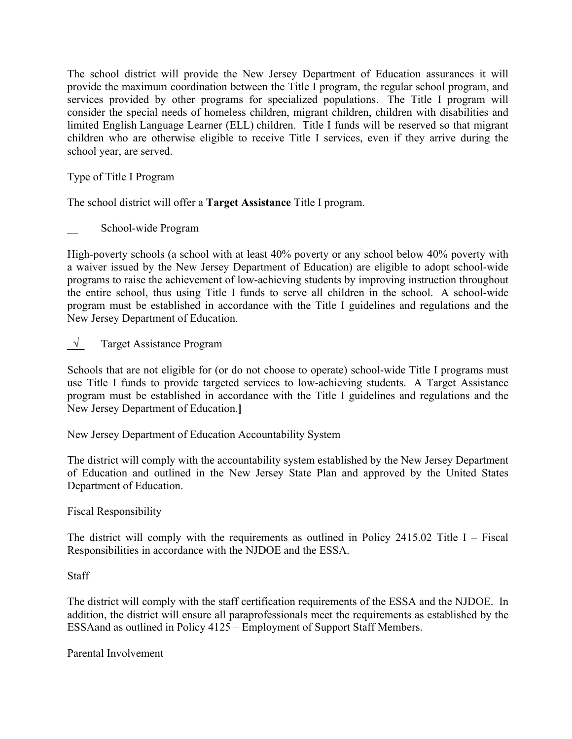The school district will provide the New Jersey Department of Education assurances it will provide the maximum coordination between the Title I program, the regular school program, and services provided by other programs for specialized populations. The Title I program will consider the special needs of homeless children, migrant children, children with disabilities and limited English Language Learner (ELL) children. Title I funds will be reserved so that migrant children who are otherwise eligible to receive Title I services, even if they arrive during the school year, are served.

Type of Title I Program

The school district will offer a **Target Assistance** Title I program.

__ School-wide Program

High-poverty schools (a school with at least 40% poverty or any school below 40% poverty with a waiver issued by the New Jersey Department of Education) are eligible to adopt school-wide programs to raise the achievement of low-achieving students by improving instruction throughout the entire school, thus using Title I funds to serve all children in the school. A school-wide program must be established in accordance with the Title I guidelines and regulations and the New Jersey Department of Education.

_√_ Target Assistance Program

Schools that are not eligible for (or do not choose to operate) school-wide Title I programs must use Title I funds to provide targeted services to low-achieving students. A Target Assistance program must be established in accordance with the Title I guidelines and regulations and the New Jersey Department of Education.**]**

New Jersey Department of Education Accountability System

The district will comply with the accountability system established by the New Jersey Department of Education and outlined in the New Jersey State Plan and approved by the United States Department of Education.

Fiscal Responsibility

The district will comply with the requirements as outlined in Policy 2415.02 Title I – Fiscal Responsibilities in accordance with the NJDOE and the ESSA.

Staff

The district will comply with the staff certification requirements of the ESSA and the NJDOE. In addition, the district will ensure all paraprofessionals meet the requirements as established by the ESSAand as outlined in Policy 4125 – Employment of Support Staff Members.

Parental Involvement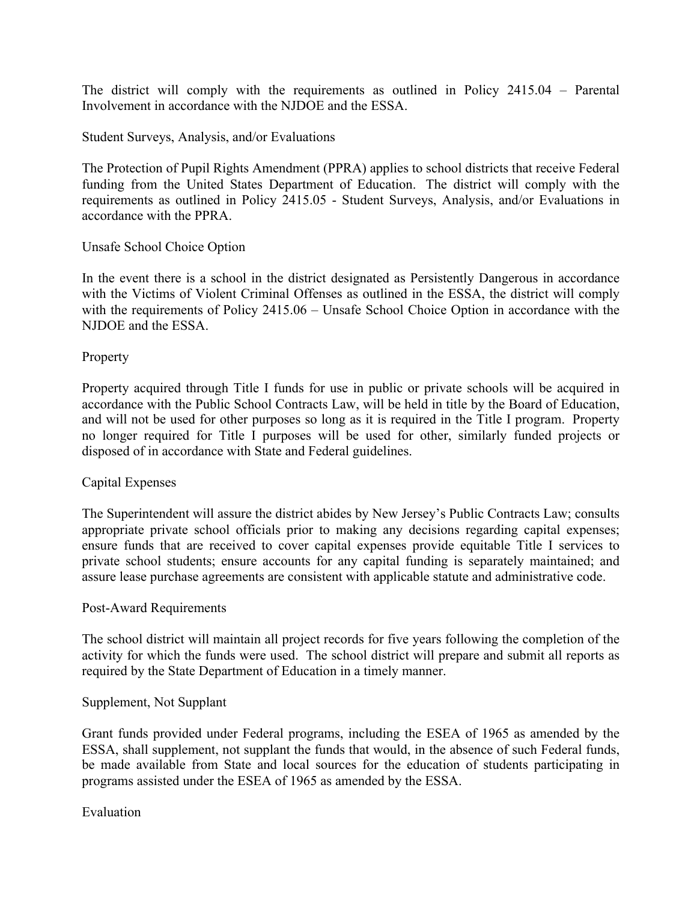The district will comply with the requirements as outlined in Policy 2415.04 – Parental Involvement in accordance with the NJDOE and the ESSA.

Student Surveys, Analysis, and/or Evaluations

The Protection of Pupil Rights Amendment (PPRA) applies to school districts that receive Federal funding from the United States Department of Education. The district will comply with the requirements as outlined in Policy 2415.05 - Student Surveys, Analysis, and/or Evaluations in accordance with the PPRA.

Unsafe School Choice Option

In the event there is a school in the district designated as Persistently Dangerous in accordance with the Victims of Violent Criminal Offenses as outlined in the ESSA, the district will comply with the requirements of Policy 2415.06 – Unsafe School Choice Option in accordance with the NJDOE and the ESSA.

Property

Property acquired through Title I funds for use in public or private schools will be acquired in accordance with the Public School Contracts Law, will be held in title by the Board of Education, and will not be used for other purposes so long as it is required in the Title I program. Property no longer required for Title I purposes will be used for other, similarly funded projects or disposed of in accordance with State and Federal guidelines.

Capital Expenses

The Superintendent will assure the district abides by New Jersey's Public Contracts Law; consults appropriate private school officials prior to making any decisions regarding capital expenses; ensure funds that are received to cover capital expenses provide equitable Title I services to private school students; ensure accounts for any capital funding is separately maintained; and assure lease purchase agreements are consistent with applicable statute and administrative code.

Post-Award Requirements

The school district will maintain all project records for five years following the completion of the activity for which the funds were used. The school district will prepare and submit all reports as required by the State Department of Education in a timely manner.

Supplement, Not Supplant

Grant funds provided under Federal programs, including the ESEA of 1965 as amended by the ESSA, shall supplement, not supplant the funds that would, in the absence of such Federal funds, be made available from State and local sources for the education of students participating in programs assisted under the ESEA of 1965 as amended by the ESSA.

Evaluation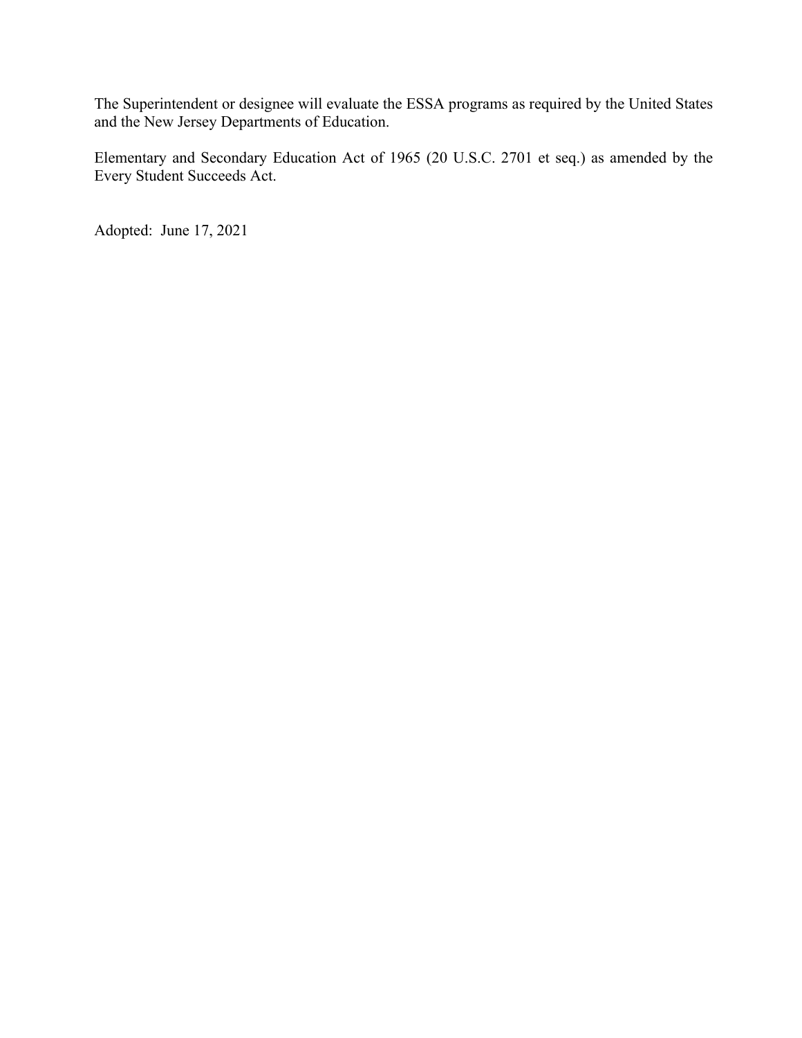The Superintendent or designee will evaluate the ESSA programs as required by the United States and the New Jersey Departments of Education.

Elementary and Secondary Education Act of 1965 (20 U.S.C. 2701 et seq.) as amended by the Every Student Succeeds Act.

Adopted: June 17, 2021